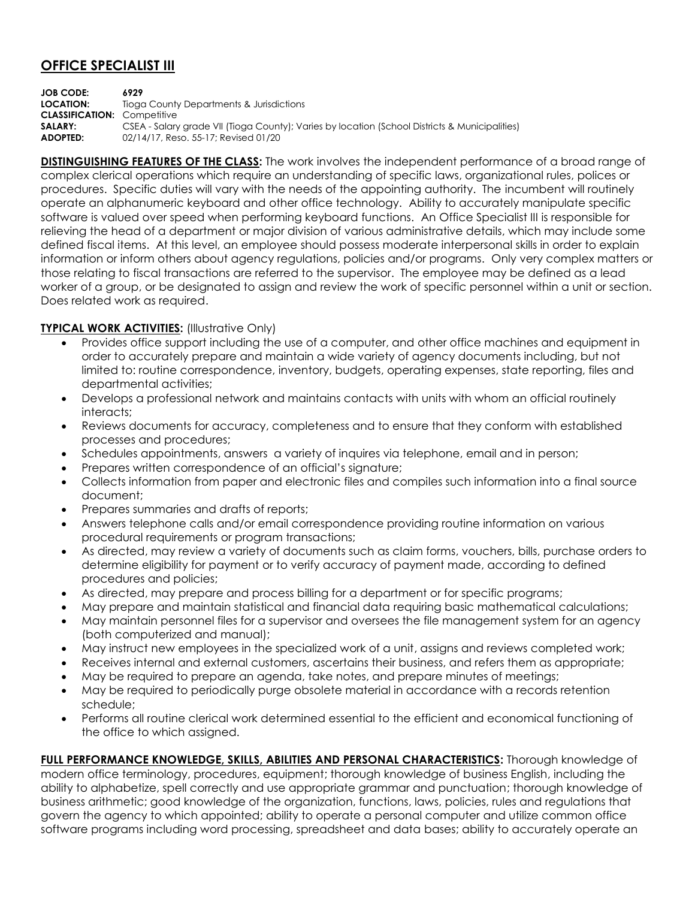# OFFICE SPECIALIST III

**JOB CODE:** **6929**
**LOCATION:** Tioga County Departments & Jurisdictions
**CLASSIFICATION:** Competitive
**SALARY:** CSEA - Salary grade VII (Tioga County); Varies by location (School Districts & Municipalities)
**ADOPTED:** 02/14/17, Reso. 55-17; Revised 01/20

**DISTINGUISHING FEATURES OF THE CLASS:** The work involves the independent performance of a broad range of complex clerical operations which require an understanding of specific laws, organizational rules, polices or procedures. Specific duties will vary with the needs of the appointing authority. The incumbent will routinely operate an alphanumeric keyboard and other office technology. Ability to accurately manipulate specific software is valued over speed when performing keyboard functions. An Office Specialist III is responsible for relieving the head of a department or major division of various administrative details, which may include some defined fiscal items. At this level, an employee should possess moderate interpersonal skills in order to explain information or inform others about agency regulations, policies and/or programs. Only very complex matters or those relating to fiscal transactions are referred to the supervisor. The employee may be defined as a lead worker of a group, or be designated to assign and review the work of specific personnel within a unit or section. Does related work as required.

**TYPICAL WORK ACTIVITIES:** (Illustrative Only)

- Provides office support including the use of a computer, and other office machines and equipment in order to accurately prepare and maintain a wide variety of agency documents including, but not limited to: routine correspondence, inventory, budgets, operating expenses, state reporting, files and departmental activities;
- Develops a professional network and maintains contacts with units with whom an official routinely interacts;
- Reviews documents for accuracy, completeness and to ensure that they conform with established processes and procedures;
- Schedules appointments, answers a variety of inquires via telephone, email and in person;
- Prepares written correspondence of an official's signature;
- Collects information from paper and electronic files and compiles such information into a final source document;
- Prepares summaries and drafts of reports;
- Answers telephone calls and/or email correspondence providing routine information on various procedural requirements or program transactions;
- As directed, may review a variety of documents such as claim forms, vouchers, bills, purchase orders to determine eligibility for payment or to verify accuracy of payment made, according to defined procedures and policies;
- As directed, may prepare and process billing for a department or for specific programs;
- May prepare and maintain statistical and financial data requiring basic mathematical calculations;
- May maintain personnel files for a supervisor and oversees the file management system for an agency (both computerized and manual);
- May instruct new employees in the specialized work of a unit, assigns and reviews completed work;
- Receives internal and external customers, ascertains their business, and refers them as appropriate;
- May be required to prepare an agenda, take notes, and prepare minutes of meetings;
- May be required to periodically purge obsolete material in accordance with a records retention schedule;
- Performs all routine clerical work determined essential to the efficient and economical functioning of the office to which assigned.

**FULL PERFORMANCE KNOWLEDGE, SKILLS, ABILITIES AND PERSONAL CHARACTERISTICS:** Thorough knowledge of modern office terminology, procedures, equipment; thorough knowledge of business English, including the ability to alphabetize, spell correctly and use appropriate grammar and punctuation; thorough knowledge of business arithmetic; good knowledge of the organization, functions, laws, policies, rules and regulations that govern the agency to which appointed; ability to operate a personal computer and utilize common office software programs including word processing, spreadsheet and data bases; ability to accurately operate an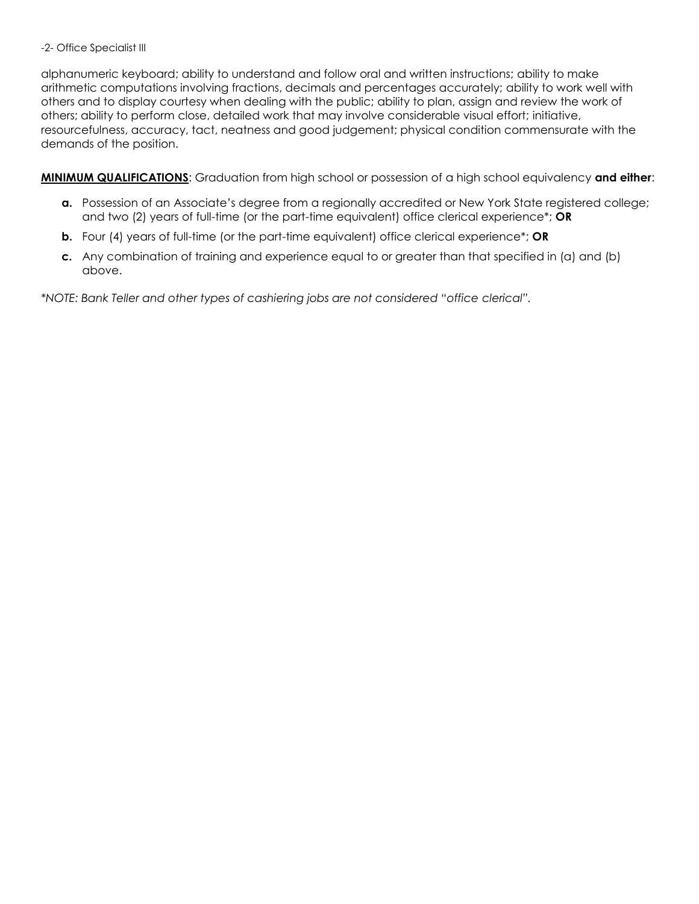alphanumeric keyboard; ability to understand and follow oral and written instructions; ability to make arithmetic computations involving fractions, decimals and percentages accurately; ability to work well with others and to display courtesy when dealing with the public; ability to plan, assign and review the work of others; ability to perform close, detailed work that may involve considerable visual effort; initiative, resourcefulness, accuracy, tact, neatness and good judgement; physical condition commensurate with the demands of the position.

**MINIMUM QUALIFICATIONS**: Graduation from high school or possession of a high school equivalency **and either**:

- **a.** Possession of an Associate's degree from a regionally accredited or New York State registered college; and two (2) years of full-time (or the part-time equivalent) office clerical experience*; **OR**
- **b.** Four (4) years of full-time (or the part-time equivalent) office clerical experience*; **OR**
- **c.** Any combination of training and experience equal to or greater than that specified in (a) and (b) above.

*\*NOTE: Bank Teller and other types of cashiering jobs are not considered "office clerical".*